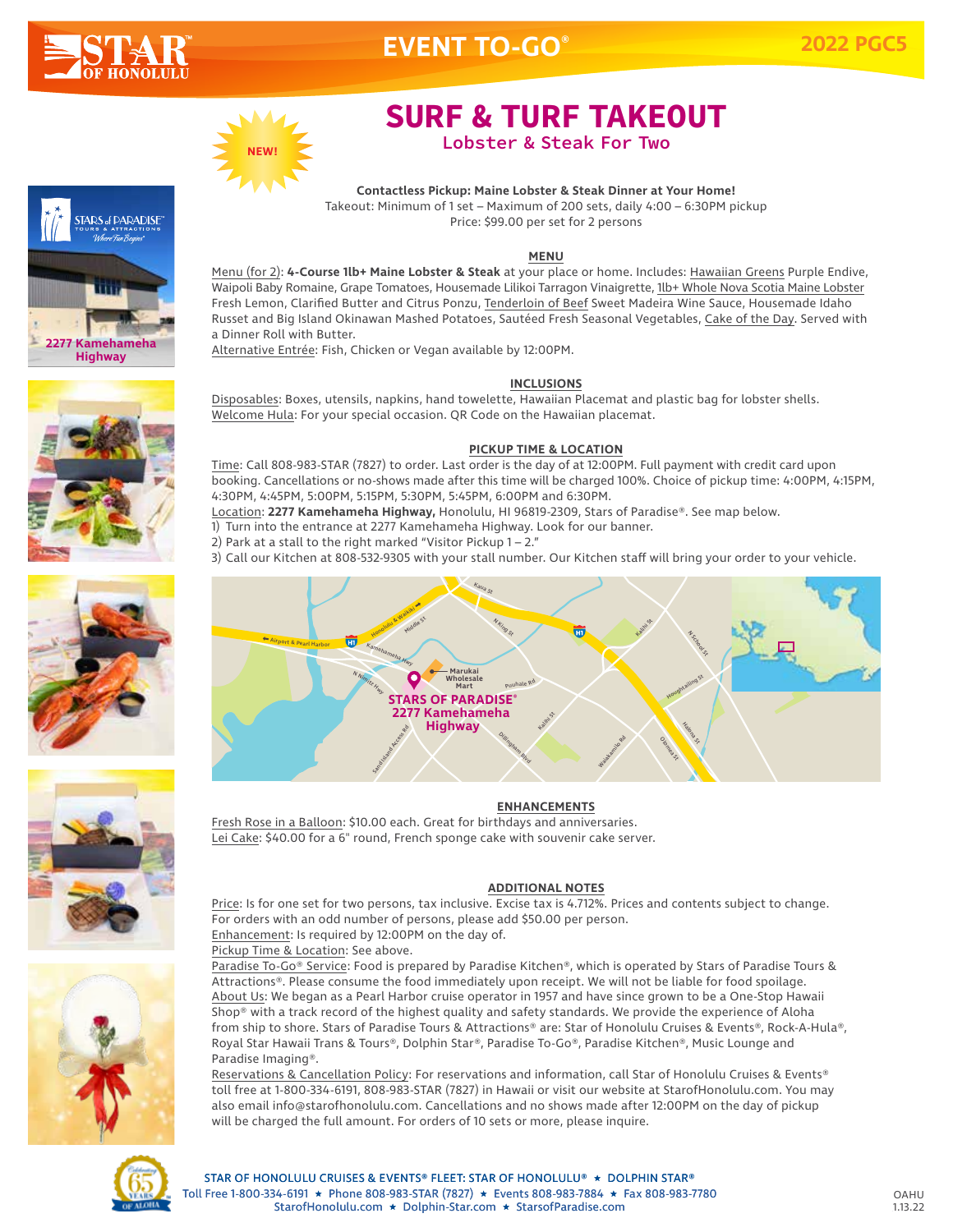# SURF & TURF TAKEOUT

## Lobster & Steak For Two

NEW!

**Contactless Pickup: Maine Lobster & Steak Dinner at Your Home!**
Takeout: Minimum of 1 set – Maximum of 200 sets, daily 4:00 – 6:30PM pickup
Price: $99.00 per set for 2 persons

2277 Kamehameha Highway

### MENU

Menu (for 2): **4-Course 1lb+ Maine Lobster & Steak** at your place or home. Includes: Hawaiian Greens Purple Endive, Waipoli Baby Romaine, Grape Tomatoes, Housemade Lilikoi Tarragon Vinaigrette, 1lb+ Whole Nova Scotia Maine Lobster Fresh Lemon, Clarified Butter and Citrus Ponzu, Tenderloin of Beef Sweet Madeira Wine Sauce, Housemade Idaho Russet and Big Island Okinawan Mashed Potatoes, Sautéed Fresh Seasonal Vegetables, Cake of the Day. Served with a Dinner Roll with Butter.
Alternative Entrée: Fish, Chicken or Vegan available by 12:00PM.

### INCLUSIONS

Disposables: Boxes, utensils, napkins, hand towelette, Hawaiian Placemat and plastic bag for lobster shells.
Welcome Hula: For your special occasion. QR Code on the Hawaiian placemat.

### PICKUP TIME & LOCATION

Time: Call 808-983-STAR (7827) to order. Last order is the day of at 12:00PM. Full payment with credit card upon booking. Cancellations or no-shows made after this time will be charged 100%. Choice of pickup time: 4:00PM, 4:15PM, 4:30PM, 4:45PM, 5:00PM, 5:15PM, 5:30PM, 5:45PM, 6:00PM and 6:30PM.
Location: **2277 Kamehameha Highway,** Honolulu, HI 96819-2309, Stars of Paradise®. See map below.
1) Turn into the entrance at 2277 Kamehameha Highway. Look for our banner.
2) Park at a stall to the right marked "Visitor Pickup 1 – 2."
3) Call our Kitchen at 808-532-9305 with your stall number. Our Kitchen staff will bring your order to your vehicle.

STARS OF PARADISE® 2277 Kamehameha Highway

### ENHANCEMENTS

Fresh Rose in a Balloon: $10.00 each. Great for birthdays and anniversaries.
Lei Cake: $40.00 for a 6" round, French sponge cake with souvenir cake server.

### ADDITIONAL NOTES

Price: Is for one set for two persons, tax inclusive. Excise tax is 4.712%. Prices and contents subject to change. For orders with an odd number of persons, please add $50.00 per person.
Enhancement: Is required by 12:00PM on the day of.
Pickup Time & Location: See above.
Paradise To-Go® Service: Food is prepared by Paradise Kitchen®, which is operated by Stars of Paradise Tours & Attractions®. Please consume the food immediately upon receipt. We will not be liable for food spoilage.
About Us: We began as a Pearl Harbor cruise operator in 1957 and have since grown to be a One-Stop Hawaii Shop® with a track record of the highest quality and safety standards. We provide the experience of Aloha from ship to shore. Stars of Paradise Tours & Attractions® are: Star of Honolulu Cruises & Events®, Rock-A-Hula®, Royal Star Hawaii Trans & Tours®, Dolphin Star®, Paradise To-Go®, Paradise Kitchen®, Music Lounge and Paradise Imaging®.
Reservations & Cancellation Policy: For reservations and information, call Star of Honolulu Cruises & Events® toll free at 1-800-334-6191, 808-983-STAR (7827) in Hawaii or visit our website at StarofHonolulu.com. You may also email info@starofhonolulu.com. Cancellations and no shows made after 12:00PM on the day of pickup will be charged the full amount. For orders of 10 sets or more, please inquire.

STAR OF HONOLULU CRUISES & EVENTS® FLEET: STAR OF HONOLULU® ★ DOLPHIN STAR®
Toll Free 1-800-334-6191 ★ Phone 808-983-STAR (7827) ★ Events 808-983-7884 ★ Fax 808-983-7780
StarofHonolulu.com ★ Dolphin-Star.com ★ StarsofParadise.com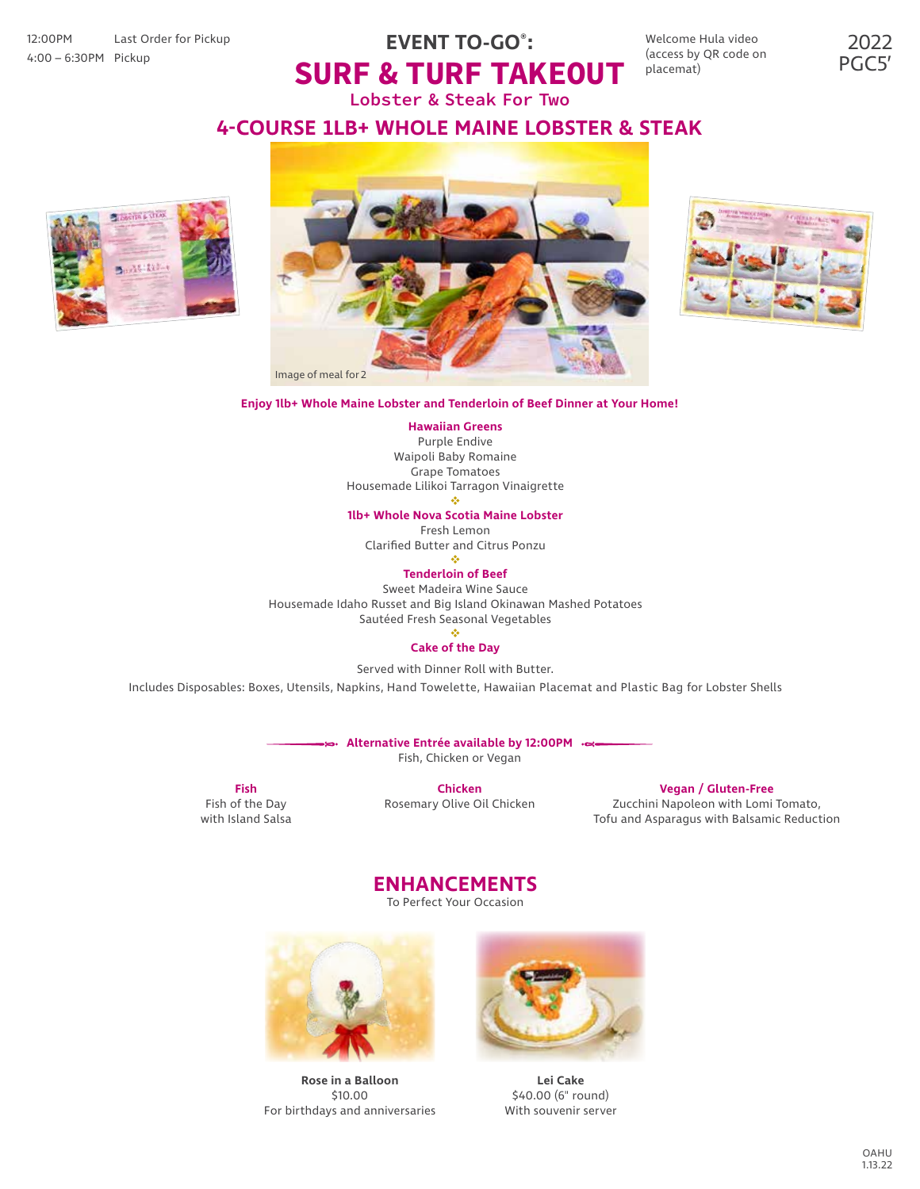12:00PM Last Order for Pickup
4:00 – 6:30PM Pickup

# EVENT TO-GO®:

# SURF & TURF TAKEOUT

Lobster & Steak For Two

Welcome Hula video (access by QR code on placemat)

2022
PGC5'

## 4-COURSE 1LB+ WHOLE MAINE LOBSTER & STEAK

Image of meal for 2

**Enjoy 1lb+ Whole Maine Lobster and Tenderloin of Beef Dinner at Your Home!**

**Hawaiian Greens**
Purple Endive
Waipoli Baby Romaine
Grape Tomatoes
Housemade Lilikoi Tarragon Vinaigrette

**1lb+ Whole Nova Scotia Maine Lobster**
Fresh Lemon
Clarified Butter and Citrus Ponzu

**Tenderloin of Beef**
Sweet Madeira Wine Sauce
Housemade Idaho Russet and Big Island Okinawan Mashed Potatoes
Sautéed Fresh Seasonal Vegetables

**Cake of the Day**

Served with Dinner Roll with Butter.

Includes Disposables: Boxes, Utensils, Napkins, Hand Towelette, Hawaiian Placemat and Plastic Bag for Lobster Shells

**Alternative Entrée available by 12:00PM**
Fish, Chicken or Vegan

**Fish**
Fish of the Day
with Island Salsa

**Chicken**
Rosemary Olive Oil Chicken

**Vegan / Gluten-Free**
Zucchini Napoleon with Lomi Tomato,
Tofu and Asparagus with Balsamic Reduction

## ENHANCEMENTS

To Perfect Your Occasion

**Rose in a Balloon**
$10.00
For birthdays and anniversaries

**Lei Cake**
$40.00 (6" round)
With souvenir server

OAHU
1.13.22